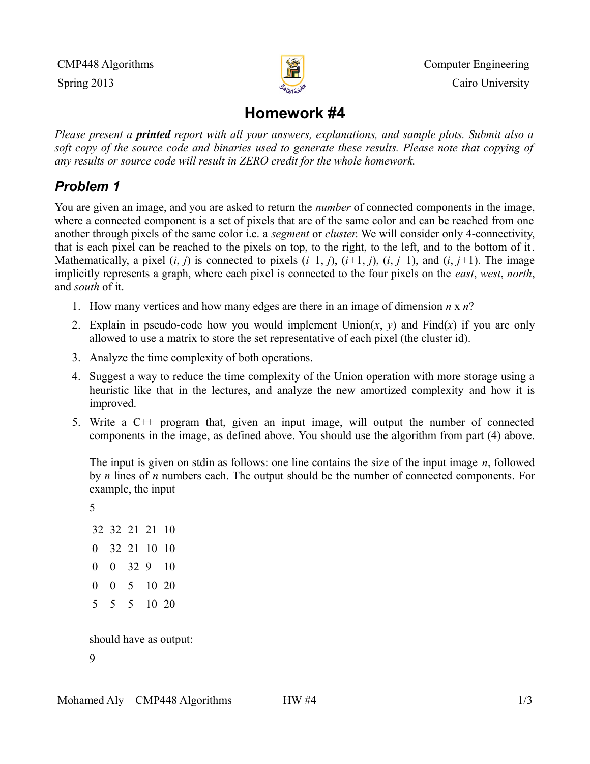CMP448 Algorithms
Spring 2013

Computer Engineering
Cairo University

# Homework #4

*Please present a **printed** report with all your answers, explanations, and sample plots. Submit also a soft copy of the source code and binaries used to generate these results. Please note that copying of any results or source code will result in ZERO credit for the whole homework.*

## *Problem 1*

You are given an image, and you are asked to return the *number* of connected components in the image, where a connected component is a set of pixels that are of the same color and can be reached from one another through pixels of the same color i.e. a *segment* or *cluster*. We will consider only 4-connectivity, that is each pixel can be reached to the pixels on top, to the right, to the left, and to the bottom of it. Mathematically, a pixel $(i, j)$ is connected to pixels $(i–1, j)$, $(i+1, j)$, $(i, j–1)$, and $(i, j+1)$. The image implicitly represents a graph, where each pixel is connected to the four pixels on the *east*, *west*, *north*, and *south* of it.

1. How many vertices and how many edges are there in an image of dimension $n$ x $n$?
2. Explain in pseudo-code how you would implement Union($x$, $y$) and Find($x$) if you are only allowed to use a matrix to store the set representative of each pixel (the cluster id).
3. Analyze the time complexity of both operations.
4. Suggest a way to reduce the time complexity of the Union operation with more storage using a heuristic like that in the lectures, and analyze the new amortized complexity and how it is improved.
5. Write a C++ program that, given an input image, will output the number of connected components in the image, as defined above. You should use the algorithm from part (4) above.

   The input is given on stdin as follows: one line contains the size of the input image $n$, followed by $n$ lines of $n$ numbers each. The output should be the number of connected components. For example, the input

   ```
   5
   32 32 21 21 10
   0  32 21 10 10
   0  0  32 9  10
   0  0  5  10 20
   5  5  5  10 20
   ```

   should have as output:

   ```
   9
   ```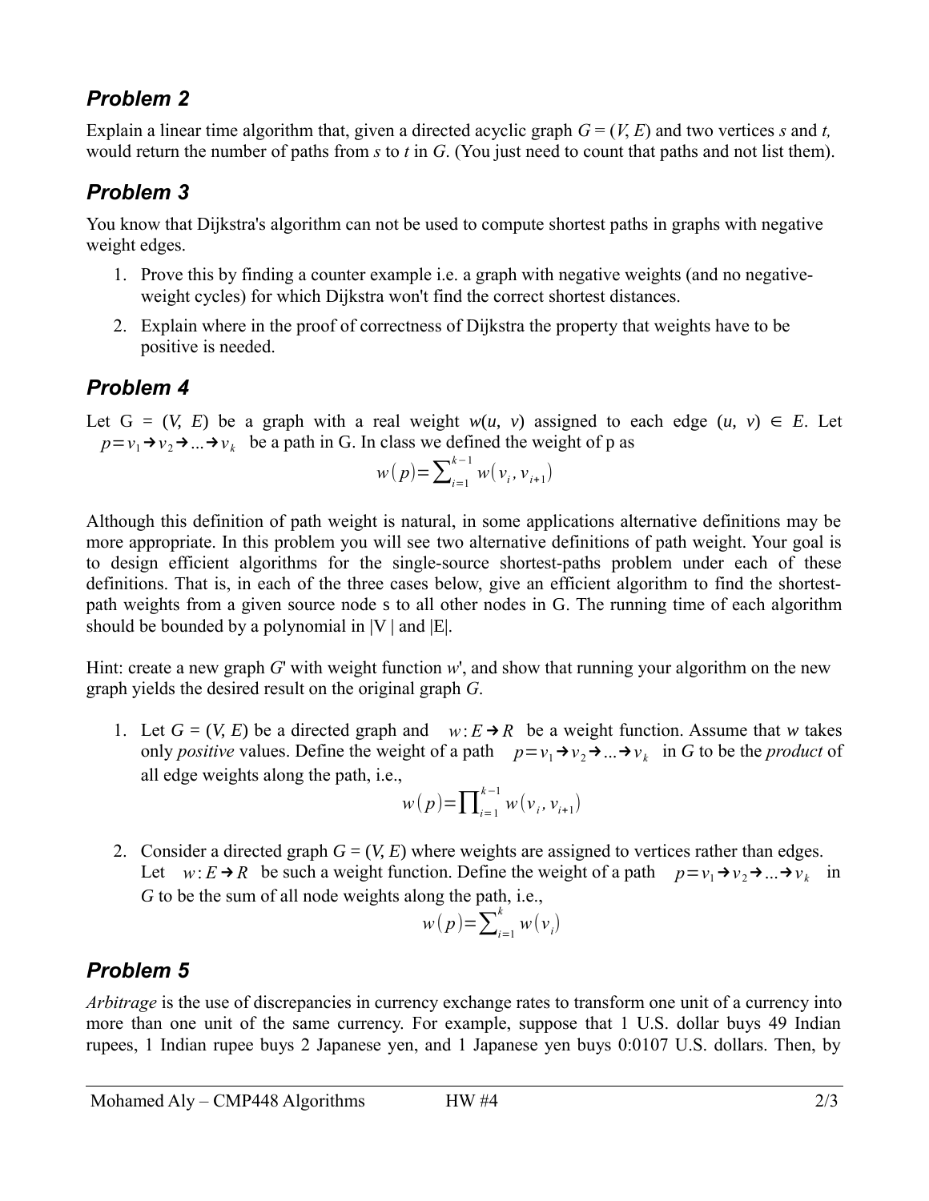## Problem 2

Explain a linear time algorithm that, given a directed acyclic graph $G = (V, E)$ and two vertices $s$ and $t$, would return the number of paths from $s$ to $t$ in $G$. (You just need to count that paths and not list them).

## Problem 3

You know that Dijkstra's algorithm can not be used to compute shortest paths in graphs with negative weight edges.

1. Prove this by finding a counter example i.e. a graph with negative weights (and no negative-weight cycles) for which Dijkstra won't find the correct shortest distances.
2. Explain where in the proof of correctness of Dijkstra the property that weights have to be positive is needed.

## Problem 4

Let $G = (V, E)$ be a graph with a real weight $w(u, v)$ assigned to each edge $(u, v) \in E$. Let $p = v_1 \rightarrow v_2 \rightarrow \ldots \rightarrow v_k$ be a path in G. In class we defined the weight of p as

$$w(p) = \sum_{i=1}^{k-1} w(v_i, v_{i+1})$$

Although this definition of path weight is natural, in some applications alternative definitions may be more appropriate. In this problem you will see two alternative definitions of path weight. Your goal is to design efficient algorithms for the single-source shortest-paths problem under each of these definitions. That is, in each of the three cases below, give an efficient algorithm to find the shortest-path weights from a given source node s to all other nodes in G. The running time of each algorithm should be bounded by a polynomial in |V | and |E|.

Hint: create a new graph *G*' with weight function *w*', and show that running your algorithm on the new graph yields the desired result on the original graph *G*.

1. Let $G = (V, E)$ be a directed graph and $w : E \rightarrow R$ be a weight function. Assume that $w$ takes only *positive* values. Define the weight of a path $p = v_1 \rightarrow v_2 \rightarrow \ldots \rightarrow v_k$ in $G$ to be the *product* of all edge weights along the path, i.e.,
$$w(p) = \prod_{i=1}^{k-1} w(v_i, v_{i+1})$$
2. Consider a directed graph $G = (V, E)$ where weights are assigned to vertices rather than edges. Let $w : E \rightarrow R$ be such a weight function. Define the weight of a path $p = v_1 \rightarrow v_2 \rightarrow \ldots \rightarrow v_k$ in $G$ to be the sum of all node weights along the path, i.e.,
$$w(p) = \sum_{i=1}^{k} w(v_i)$$

## Problem 5

*Arbitrage* is the use of discrepancies in currency exchange rates to transform one unit of a currency into more than one unit of the same currency. For example, suppose that 1 U.S. dollar buys 49 Indian rupees, 1 Indian rupee buys 2 Japanese yen, and 1 Japanese yen buys 0:0107 U.S. dollars. Then, by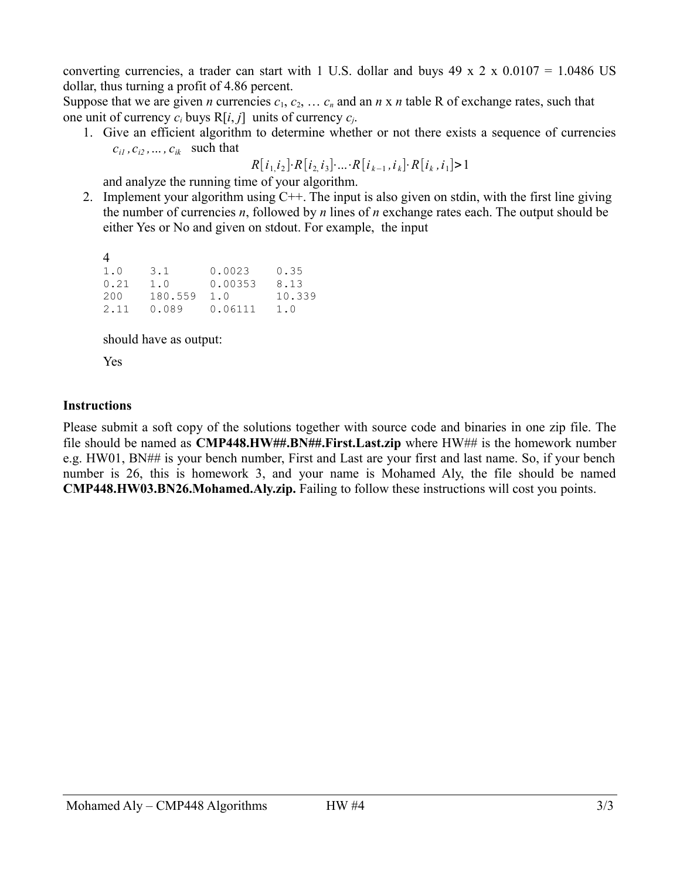converting currencies, a trader can start with 1 U.S. dollar and buys 49 x 2 x 0.0107 = 1.0486 US dollar, thus turning a profit of 4.86 percent.

Suppose that we are given $n$ currencies $c_1$, $c_2$, … $c_n$ and an $n$ x $n$ table R of exchange rates, such that one unit of currency $c_i$ buys R[$i$, $j$] units of currency $c_j$.

1. Give an efficient algorithm to determine whether or not there exists a sequence of currencies $c_{i1}, c_{i2}, \ldots, c_{ik}$ such that

$$R[i_1, i_2] \cdot R[i_2, i_3] \cdot \ldots \cdot R[i_{k-1}, i_k] \cdot R[i_k, i_1] > 1$$

   and analyze the running time of your algorithm.

2. Implement your algorithm using C++. The input is also given on stdin, with the first line giving the number of currencies $n$, followed by $n$ lines of $n$ exchange rates each. The output should be either Yes or No and given on stdout. For example, the input

```
4
1.0    3.1      0.0023    0.35
0.21   1.0      0.00353   8.13
200    180.559  1.0       10.339
2.11   0.089    0.06111   1.0
```

   should have as output:

   Yes

**Instructions**

Please submit a soft copy of the solutions together with source code and binaries in one zip file. The file should be named as **CMP448.HW##.BN##.First.Last.zip** where HW## is the homework number e.g. HW01, BN## is your bench number, First and Last are your first and last name. So, if your bench number is 26, this is homework 3, and your name is Mohamed Aly, the file should be named **CMP448.HW03.BN26.Mohamed.Aly.zip.** Failing to follow these instructions will cost you points.